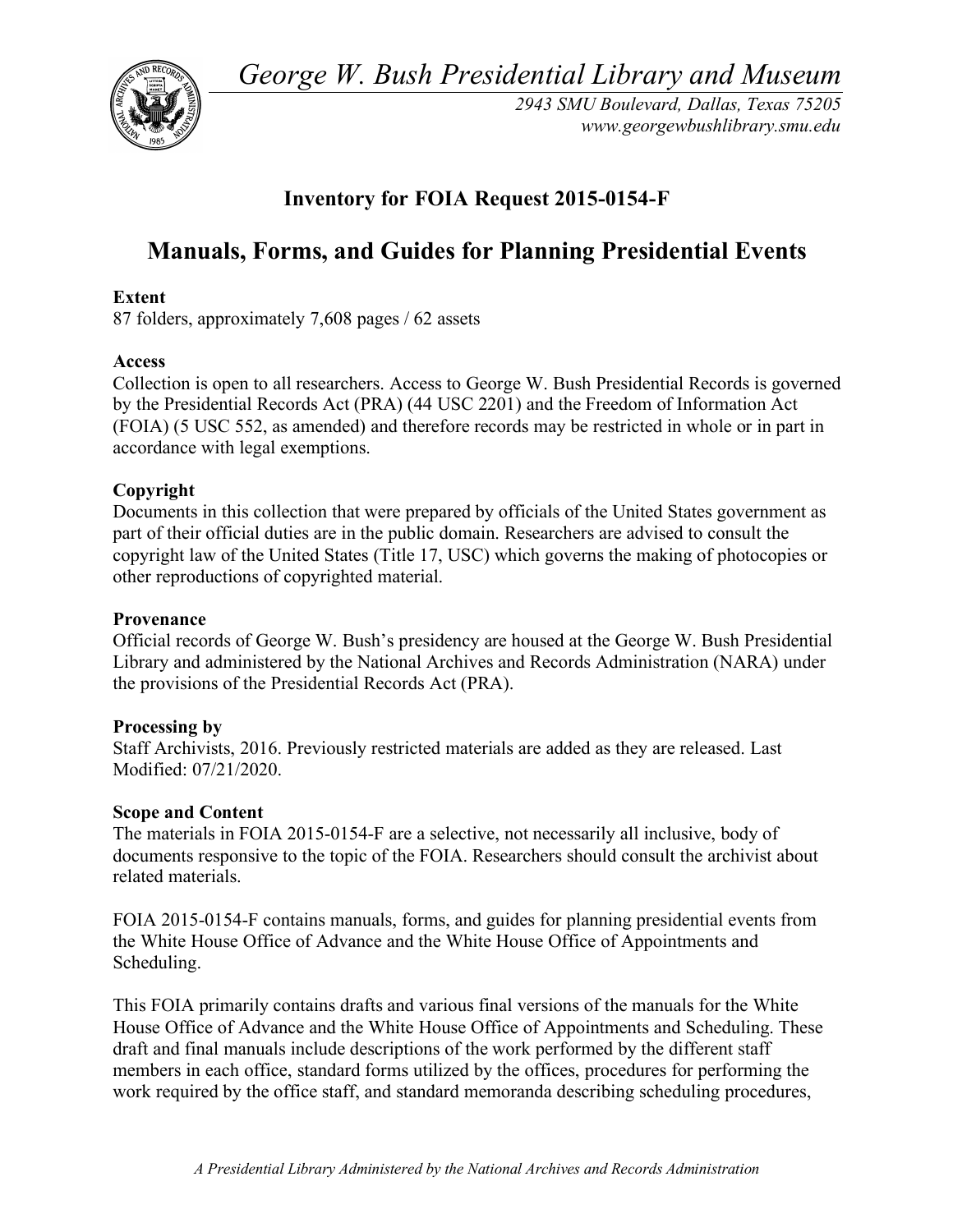*George W. Bush Presidential Library and Museum*

*2943 SMU Boulevard, Dallas, Texas 75205*
*www.georgewbushlibrary.smu.edu*

## Inventory for FOIA Request 2015-0154-F

# Manuals, Forms, and Guides for Planning Presidential Events

**Extent**

87 folders, approximately 7,608 pages / 62 assets

**Access**

Collection is open to all researchers. Access to George W. Bush Presidential Records is governed by the Presidential Records Act (PRA) (44 USC 2201) and the Freedom of Information Act (FOIA) (5 USC 552, as amended) and therefore records may be restricted in whole or in part in accordance with legal exemptions.

**Copyright**

Documents in this collection that were prepared by officials of the United States government as part of their official duties are in the public domain. Researchers are advised to consult the copyright law of the United States (Title 17, USC) which governs the making of photocopies or other reproductions of copyrighted material.

**Provenance**

Official records of George W. Bush's presidency are housed at the George W. Bush Presidential Library and administered by the National Archives and Records Administration (NARA) under the provisions of the Presidential Records Act (PRA).

**Processing by**

Staff Archivists, 2016. Previously restricted materials are added as they are released. Last Modified: 07/21/2020.

**Scope and Content**

The materials in FOIA 2015-0154-F are a selective, not necessarily all inclusive, body of documents responsive to the topic of the FOIA. Researchers should consult the archivist about related materials.

FOIA 2015-0154-F contains manuals, forms, and guides for planning presidential events from the White House Office of Advance and the White House Office of Appointments and Scheduling.

This FOIA primarily contains drafts and various final versions of the manuals for the White House Office of Advance and the White House Office of Appointments and Scheduling. These draft and final manuals include descriptions of the work performed by the different staff members in each office, standard forms utilized by the offices, procedures for performing the work required by the office staff, and standard memoranda describing scheduling procedures,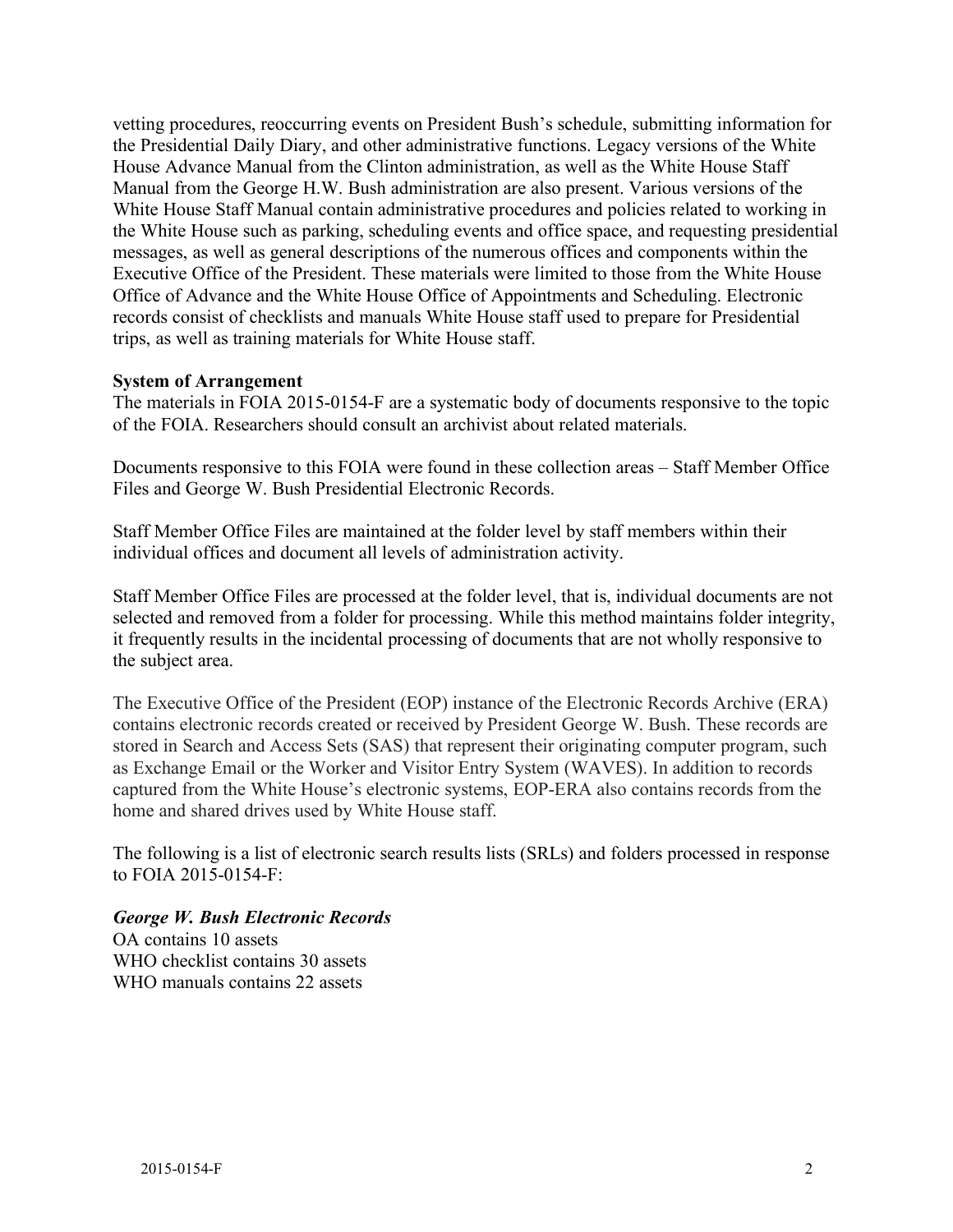vetting procedures, reoccurring events on President Bush's schedule, submitting information for the Presidential Daily Diary, and other administrative functions. Legacy versions of the White House Advance Manual from the Clinton administration, as well as the White House Staff Manual from the George H.W. Bush administration are also present. Various versions of the White House Staff Manual contain administrative procedures and policies related to working in the White House such as parking, scheduling events and office space, and requesting presidential messages, as well as general descriptions of the numerous offices and components within the Executive Office of the President. These materials were limited to those from the White House Office of Advance and the White House Office of Appointments and Scheduling. Electronic records consist of checklists and manuals White House staff used to prepare for Presidential trips, as well as training materials for White House staff.

**System of Arrangement**
The materials in FOIA 2015-0154-F are a systematic body of documents responsive to the topic of the FOIA. Researchers should consult an archivist about related materials.

Documents responsive to this FOIA were found in these collection areas – Staff Member Office Files and George W. Bush Presidential Electronic Records.

Staff Member Office Files are maintained at the folder level by staff members within their individual offices and document all levels of administration activity.

Staff Member Office Files are processed at the folder level, that is, individual documents are not selected and removed from a folder for processing. While this method maintains folder integrity, it frequently results in the incidental processing of documents that are not wholly responsive to the subject area.

The Executive Office of the President (EOP) instance of the Electronic Records Archive (ERA) contains electronic records created or received by President George W. Bush. These records are stored in Search and Access Sets (SAS) that represent their originating computer program, such as Exchange Email or the Worker and Visitor Entry System (WAVES). In addition to records captured from the White House's electronic systems, EOP-ERA also contains records from the home and shared drives used by White House staff.

The following is a list of electronic search results lists (SRLs) and folders processed in response to FOIA 2015-0154-F:

***George W. Bush Electronic Records***
OA contains 10 assets
WHO checklist contains 30 assets
WHO manuals contains 22 assets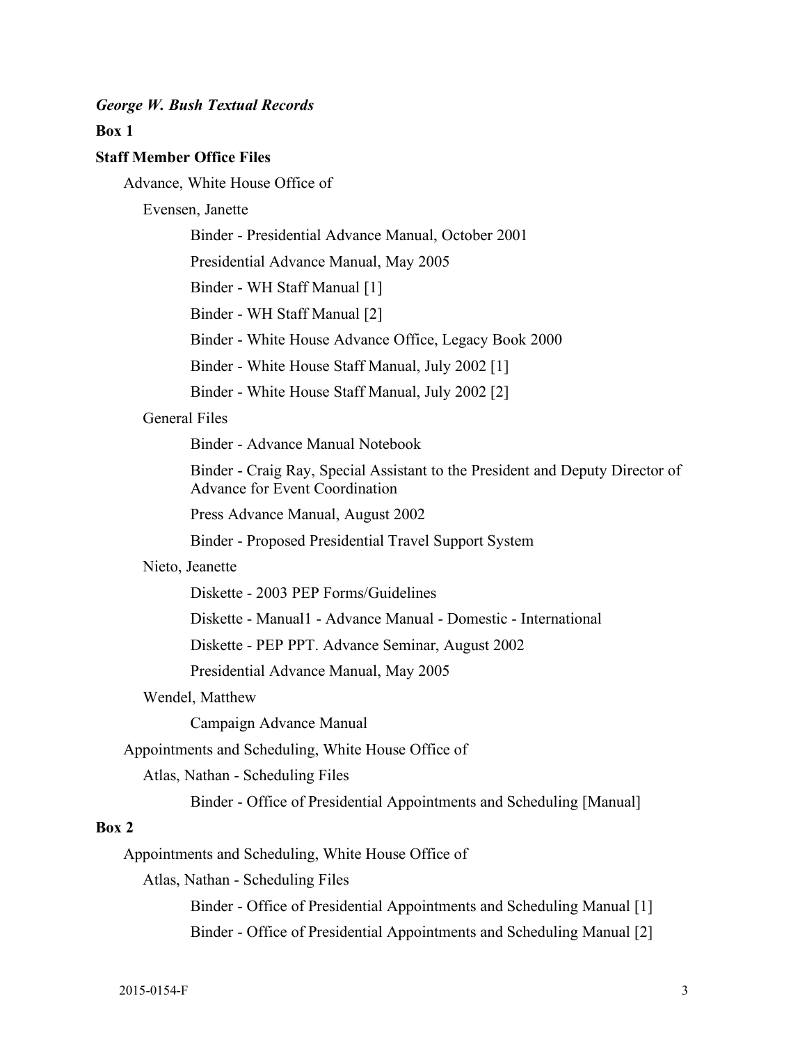***George W. Bush Textual Records***

**Box 1**

**Staff Member Office Files**

- Advance, White House Office of
  - Evensen, Janette
    - Binder - Presidential Advance Manual, October 2001
    - Presidential Advance Manual, May 2005
    - Binder - WH Staff Manual [1]
    - Binder - WH Staff Manual [2]
    - Binder - White House Advance Office, Legacy Book 2000
    - Binder - White House Staff Manual, July 2002 [1]
    - Binder - White House Staff Manual, July 2002 [2]
  - General Files
    - Binder - Advance Manual Notebook
    - Binder - Craig Ray, Special Assistant to the President and Deputy Director of Advance for Event Coordination
    - Press Advance Manual, August 2002
    - Binder - Proposed Presidential Travel Support System
  - Nieto, Jeanette
    - Diskette - 2003 PEP Forms/Guidelines
    - Diskette - Manual1 - Advance Manual - Domestic - International
    - Diskette - PEP PPT. Advance Seminar, August 2002
    - Presidential Advance Manual, May 2005
  - Wendel, Matthew
    - Campaign Advance Manual
- Appointments and Scheduling, White House Office of
  - Atlas, Nathan - Scheduling Files
    - Binder - Office of Presidential Appointments and Scheduling [Manual]

**Box 2**

- Appointments and Scheduling, White House Office of
  - Atlas, Nathan - Scheduling Files
    - Binder - Office of Presidential Appointments and Scheduling Manual [1]
    - Binder - Office of Presidential Appointments and Scheduling Manual [2]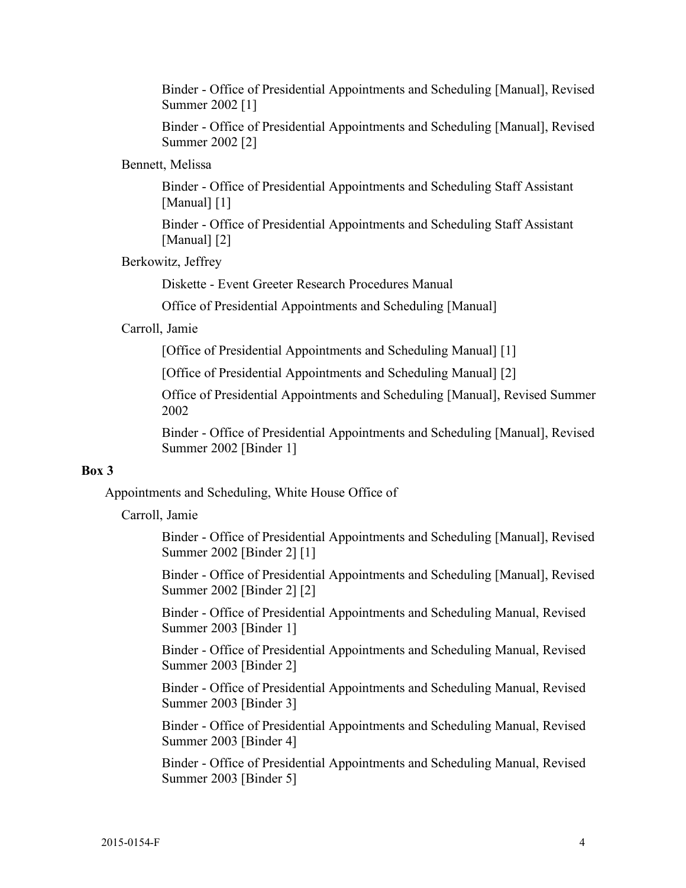Binder - Office of Presidential Appointments and Scheduling [Manual], Revised Summer 2002 [1]

Binder - Office of Presidential Appointments and Scheduling [Manual], Revised Summer 2002 [2]

Bennett, Melissa

Binder - Office of Presidential Appointments and Scheduling Staff Assistant [Manual] [1]

Binder - Office of Presidential Appointments and Scheduling Staff Assistant [Manual] [2]

Berkowitz, Jeffrey

Diskette - Event Greeter Research Procedures Manual

Office of Presidential Appointments and Scheduling [Manual]

Carroll, Jamie

[Office of Presidential Appointments and Scheduling Manual] [1]

[Office of Presidential Appointments and Scheduling Manual] [2]

Office of Presidential Appointments and Scheduling [Manual], Revised Summer 2002

Binder - Office of Presidential Appointments and Scheduling [Manual], Revised Summer 2002 [Binder 1]

**Box 3**

Appointments and Scheduling, White House Office of

Carroll, Jamie

Binder - Office of Presidential Appointments and Scheduling [Manual], Revised Summer 2002 [Binder 2] [1]

Binder - Office of Presidential Appointments and Scheduling [Manual], Revised Summer 2002 [Binder 2] [2]

Binder - Office of Presidential Appointments and Scheduling Manual, Revised Summer 2003 [Binder 1]

Binder - Office of Presidential Appointments and Scheduling Manual, Revised Summer 2003 [Binder 2]

Binder - Office of Presidential Appointments and Scheduling Manual, Revised Summer 2003 [Binder 3]

Binder - Office of Presidential Appointments and Scheduling Manual, Revised Summer 2003 [Binder 4]

Binder - Office of Presidential Appointments and Scheduling Manual, Revised Summer 2003 [Binder 5]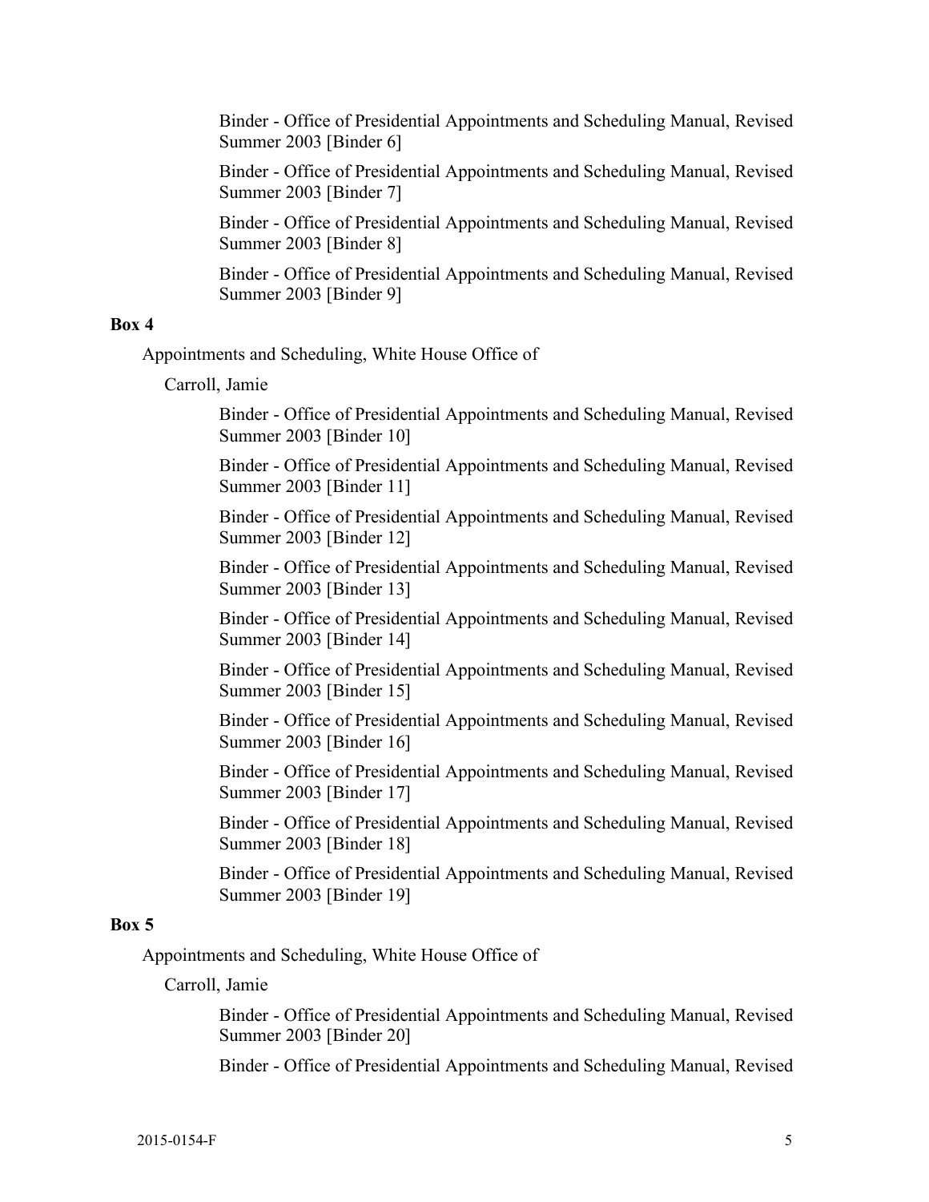Binder - Office of Presidential Appointments and Scheduling Manual, Revised Summer 2003 [Binder 6]

Binder - Office of Presidential Appointments and Scheduling Manual, Revised Summer 2003 [Binder 7]

Binder - Office of Presidential Appointments and Scheduling Manual, Revised Summer 2003 [Binder 8]

Binder - Office of Presidential Appointments and Scheduling Manual, Revised Summer 2003 [Binder 9]

**Box 4**

Appointments and Scheduling, White House Office of

Carroll, Jamie

Binder - Office of Presidential Appointments and Scheduling Manual, Revised Summer 2003 [Binder 10]

Binder - Office of Presidential Appointments and Scheduling Manual, Revised Summer 2003 [Binder 11]

Binder - Office of Presidential Appointments and Scheduling Manual, Revised Summer 2003 [Binder 12]

Binder - Office of Presidential Appointments and Scheduling Manual, Revised Summer 2003 [Binder 13]

Binder - Office of Presidential Appointments and Scheduling Manual, Revised Summer 2003 [Binder 14]

Binder - Office of Presidential Appointments and Scheduling Manual, Revised Summer 2003 [Binder 15]

Binder - Office of Presidential Appointments and Scheduling Manual, Revised Summer 2003 [Binder 16]

Binder - Office of Presidential Appointments and Scheduling Manual, Revised Summer 2003 [Binder 17]

Binder - Office of Presidential Appointments and Scheduling Manual, Revised Summer 2003 [Binder 18]

Binder - Office of Presidential Appointments and Scheduling Manual, Revised Summer 2003 [Binder 19]

**Box 5**

Appointments and Scheduling, White House Office of

Carroll, Jamie

Binder - Office of Presidential Appointments and Scheduling Manual, Revised Summer 2003 [Binder 20]

Binder - Office of Presidential Appointments and Scheduling Manual, Revised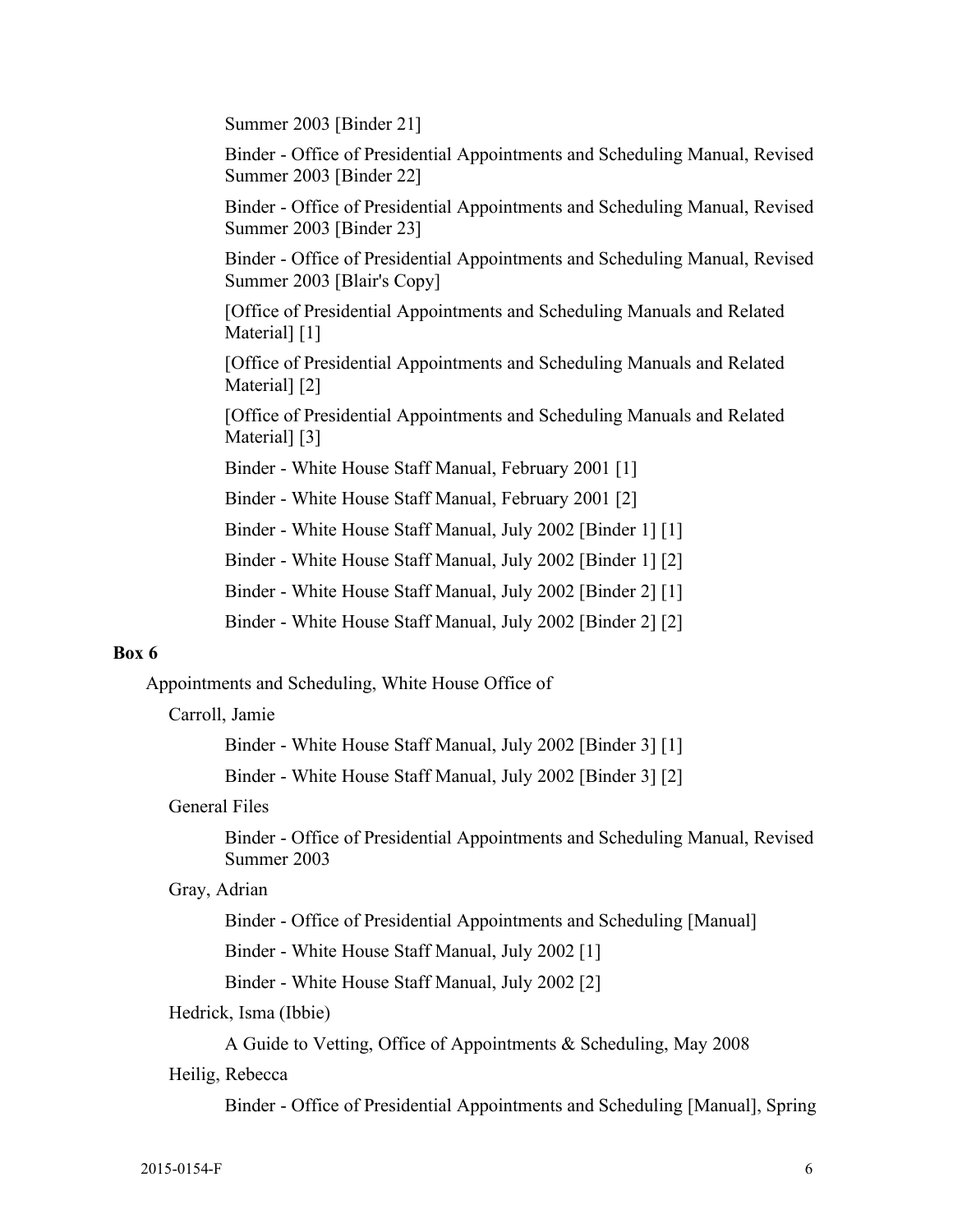Summer 2003 [Binder 21]

Binder - Office of Presidential Appointments and Scheduling Manual, Revised Summer 2003 [Binder 22]

Binder - Office of Presidential Appointments and Scheduling Manual, Revised Summer 2003 [Binder 23]

Binder - Office of Presidential Appointments and Scheduling Manual, Revised Summer 2003 [Blair's Copy]

[Office of Presidential Appointments and Scheduling Manuals and Related Material] [1]

[Office of Presidential Appointments and Scheduling Manuals and Related Material] [2]

[Office of Presidential Appointments and Scheduling Manuals and Related Material] [3]

Binder - White House Staff Manual, February 2001 [1]

Binder - White House Staff Manual, February 2001 [2]

Binder - White House Staff Manual, July 2002 [Binder 1] [1]

Binder - White House Staff Manual, July 2002 [Binder 1] [2]

Binder - White House Staff Manual, July 2002 [Binder 2] [1]

Binder - White House Staff Manual, July 2002 [Binder 2] [2]

**Box 6**

Appointments and Scheduling, White House Office of

Carroll, Jamie

Binder - White House Staff Manual, July 2002 [Binder 3] [1]

Binder - White House Staff Manual, July 2002 [Binder 3] [2]

General Files

Binder - Office of Presidential Appointments and Scheduling Manual, Revised Summer 2003

Gray, Adrian

Binder - Office of Presidential Appointments and Scheduling [Manual]

Binder - White House Staff Manual, July 2002 [1]

Binder - White House Staff Manual, July 2002 [2]

Hedrick, Isma (Ibbie)

A Guide to Vetting, Office of Appointments & Scheduling, May 2008

Heilig, Rebecca

Binder - Office of Presidential Appointments and Scheduling [Manual], Spring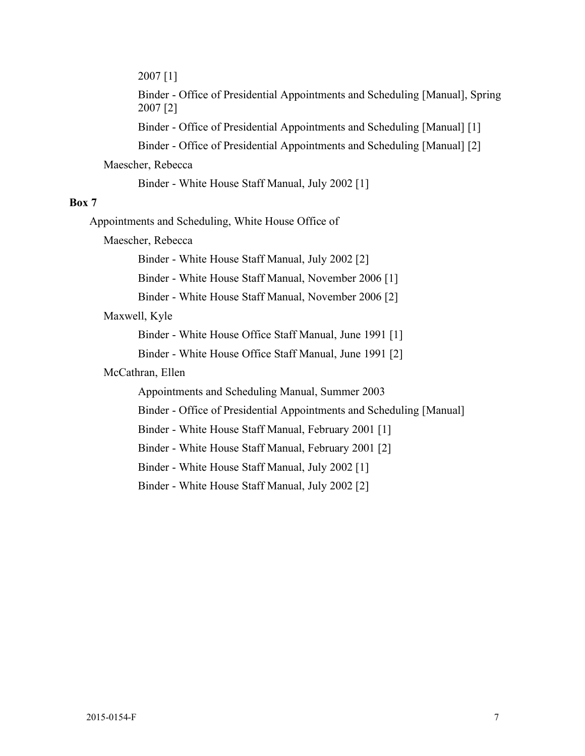2007 [1]

Binder - Office of Presidential Appointments and Scheduling [Manual], Spring 2007 [2]

Binder - Office of Presidential Appointments and Scheduling [Manual] [1]

Binder - Office of Presidential Appointments and Scheduling [Manual] [2]

Maescher, Rebecca

Binder - White House Staff Manual, July 2002 [1]

**Box 7**

Appointments and Scheduling, White House Office of

Maescher, Rebecca

Binder - White House Staff Manual, July 2002 [2]

Binder - White House Staff Manual, November 2006 [1]

Binder - White House Staff Manual, November 2006 [2]

Maxwell, Kyle

Binder - White House Office Staff Manual, June 1991 [1]

Binder - White House Office Staff Manual, June 1991 [2]

McCathran, Ellen

Appointments and Scheduling Manual, Summer 2003

Binder - Office of Presidential Appointments and Scheduling [Manual]

Binder - White House Staff Manual, February 2001 [1]

Binder - White House Staff Manual, February 2001 [2]

Binder - White House Staff Manual, July 2002 [1]

Binder - White House Staff Manual, July 2002 [2]